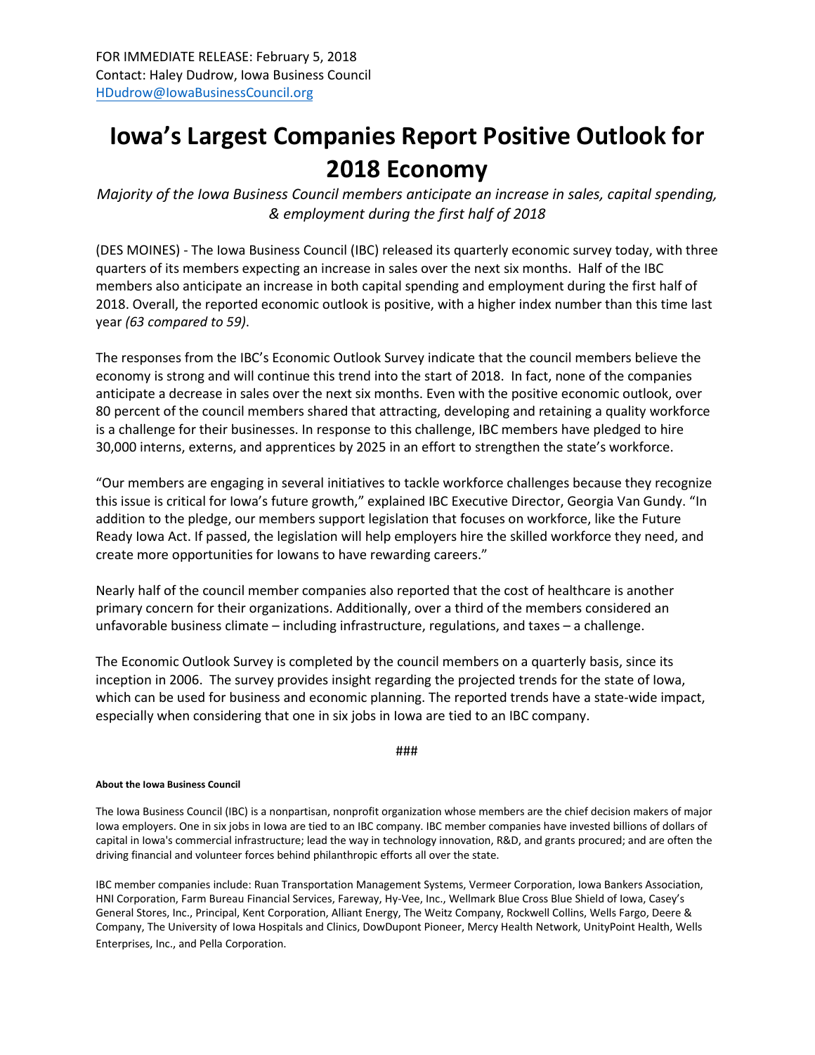FOR IMMEDIATE RELEASE: February 5, 2018
Contact: Haley Dudrow, Iowa Business Council
HDudrow@IowaBusinessCouncil.org

# Iowa's Largest Companies Report Positive Outlook for 2018 Economy

*Majority of the Iowa Business Council members anticipate an increase in sales, capital spending, & employment during the first half of 2018*

(DES MOINES) - The Iowa Business Council (IBC) released its quarterly economic survey today, with three quarters of its members expecting an increase in sales over the next six months. Half of the IBC members also anticipate an increase in both capital spending and employment during the first half of 2018. Overall, the reported economic outlook is positive, with a higher index number than this time last year *(63 compared to 59)*.

The responses from the IBC's Economic Outlook Survey indicate that the council members believe the economy is strong and will continue this trend into the start of 2018. In fact, none of the companies anticipate a decrease in sales over the next six months. Even with the positive economic outlook, over 80 percent of the council members shared that attracting, developing and retaining a quality workforce is a challenge for their businesses. In response to this challenge, IBC members have pledged to hire 30,000 interns, externs, and apprentices by 2025 in an effort to strengthen the state's workforce.

"Our members are engaging in several initiatives to tackle workforce challenges because they recognize this issue is critical for Iowa's future growth," explained IBC Executive Director, Georgia Van Gundy. "In addition to the pledge, our members support legislation that focuses on workforce, like the Future Ready Iowa Act. If passed, the legislation will help employers hire the skilled workforce they need, and create more opportunities for Iowans to have rewarding careers."

Nearly half of the council member companies also reported that the cost of healthcare is another primary concern for their organizations. Additionally, over a third of the members considered an unfavorable business climate – including infrastructure, regulations, and taxes – a challenge.

The Economic Outlook Survey is completed by the council members on a quarterly basis, since its inception in 2006. The survey provides insight regarding the projected trends for the state of Iowa, which can be used for business and economic planning. The reported trends have a state-wide impact, especially when considering that one in six jobs in Iowa are tied to an IBC company.

###

**About the Iowa Business Council**

The Iowa Business Council (IBC) is a nonpartisan, nonprofit organization whose members are the chief decision makers of major Iowa employers. One in six jobs in Iowa are tied to an IBC company. IBC member companies have invested billions of dollars of capital in Iowa's commercial infrastructure; lead the way in technology innovation, R&D, and grants procured; and are often the driving financial and volunteer forces behind philanthropic efforts all over the state.

IBC member companies include: Ruan Transportation Management Systems, Vermeer Corporation, Iowa Bankers Association, HNI Corporation, Farm Bureau Financial Services, Fareway, Hy-Vee, Inc., Wellmark Blue Cross Blue Shield of Iowa, Casey's General Stores, Inc., Principal, Kent Corporation, Alliant Energy, The Weitz Company, Rockwell Collins, Wells Fargo, Deere & Company, The University of Iowa Hospitals and Clinics, DowDupont Pioneer, Mercy Health Network, UnityPoint Health, Wells Enterprises, Inc., and Pella Corporation.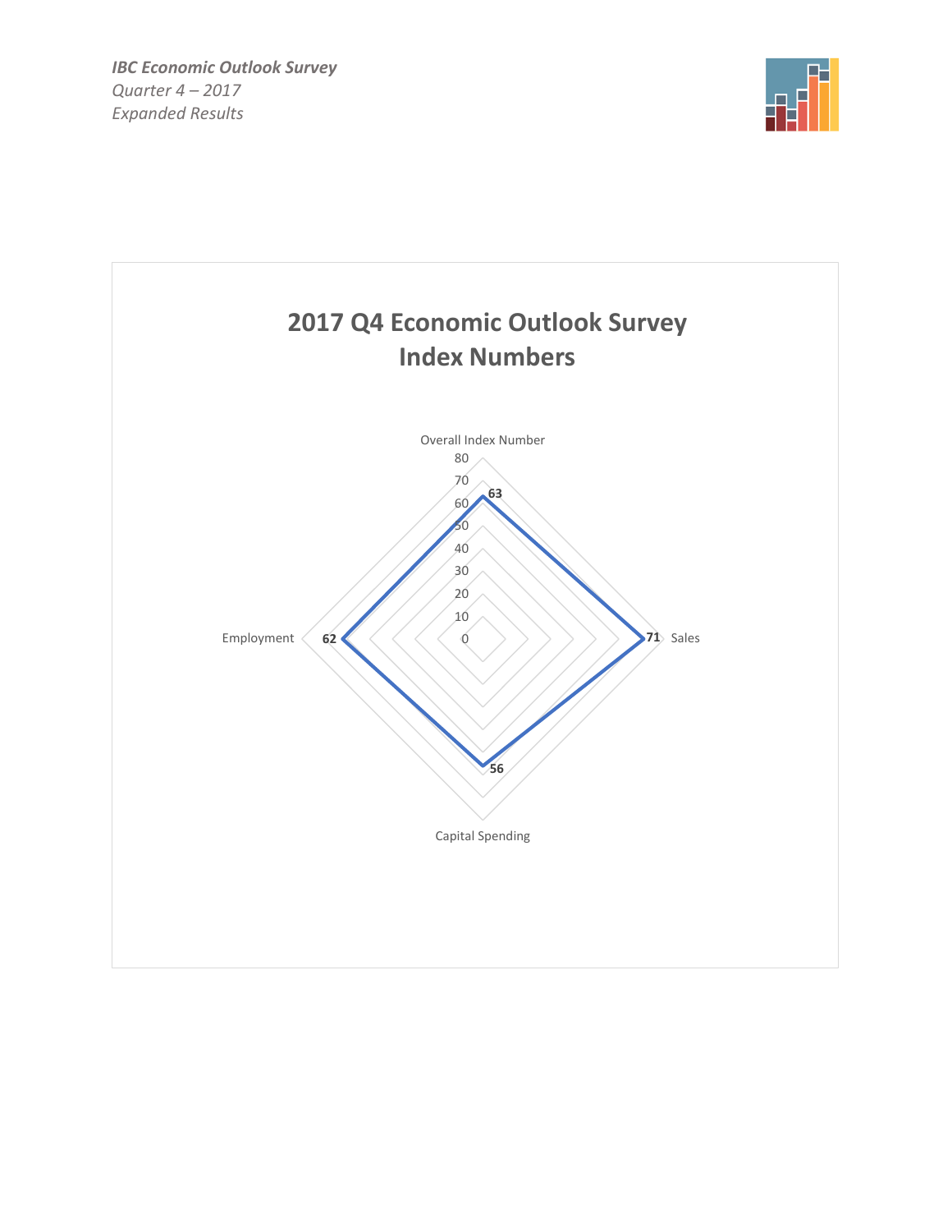*IBC Economic Outlook Survey*
*Quarter 4 – 2017*
*Expanded Results*

## 2017 Q4 Economic Outlook Survey Index Numbers

| Category | Index Number |
|---|---|
| Overall Index Number | 63 |
| Sales | 71 |
| Capital Spending | 56 |
| Employment | 62 |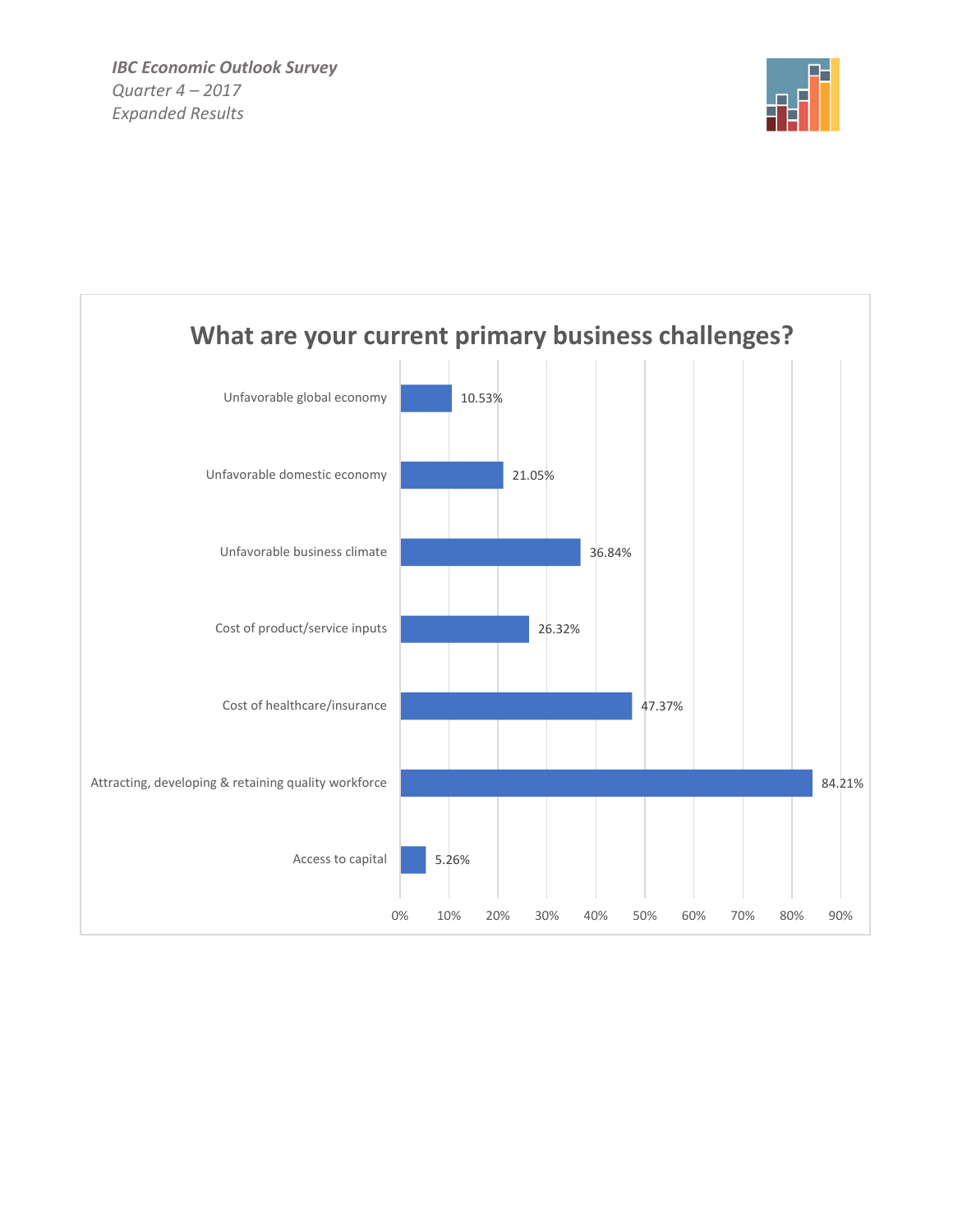*IBC Economic Outlook Survey*
*Quarter 4 – 2017*
*Expanded Results*

## What are your current primary business challenges?

| Challenge | Percentage |
| --- | --- |
| Unfavorable global economy | 10.53% |
| Unfavorable domestic economy | 21.05% |
| Unfavorable business climate | 36.84% |
| Cost of product/service inputs | 26.32% |
| Cost of healthcare/insurance | 47.37% |
| Attracting, developing & retaining quality workforce | 84.21% |
| Access to capital | 5.26% |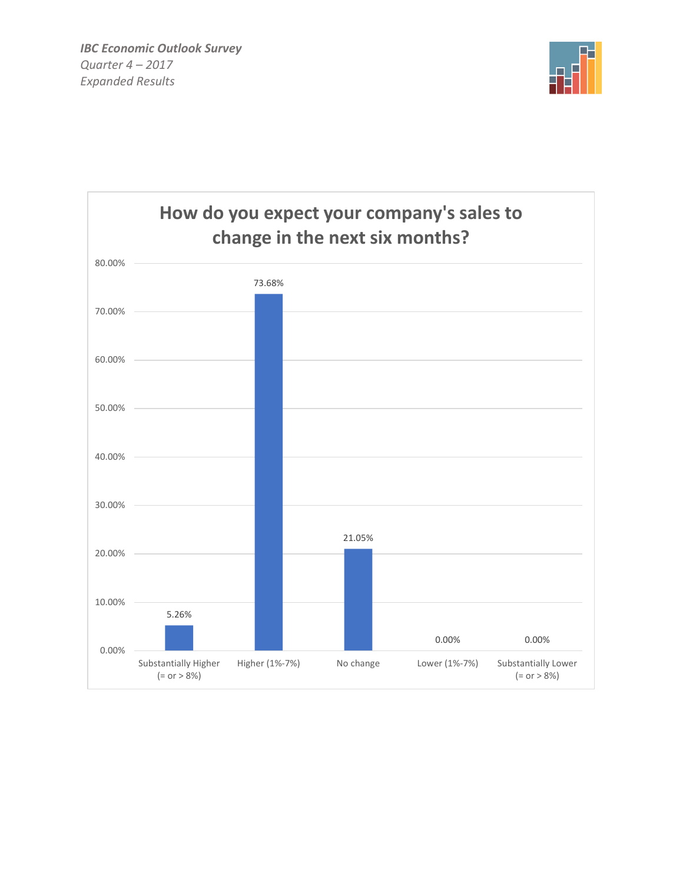*IBC Economic Outlook Survey*
*Quarter 4 – 2017*
*Expanded Results*

## How do you expect your company's sales to change in the next six months?

| Response | Percentage |
|---|---|
| Substantially Higher (= or > 8%) | 5.26% |
| Higher (1%-7%) | 73.68% |
| No change | 21.05% |
| Lower (1%-7%) | 0.00% |
| Substantially Lower (= or > 8%) | 0.00% |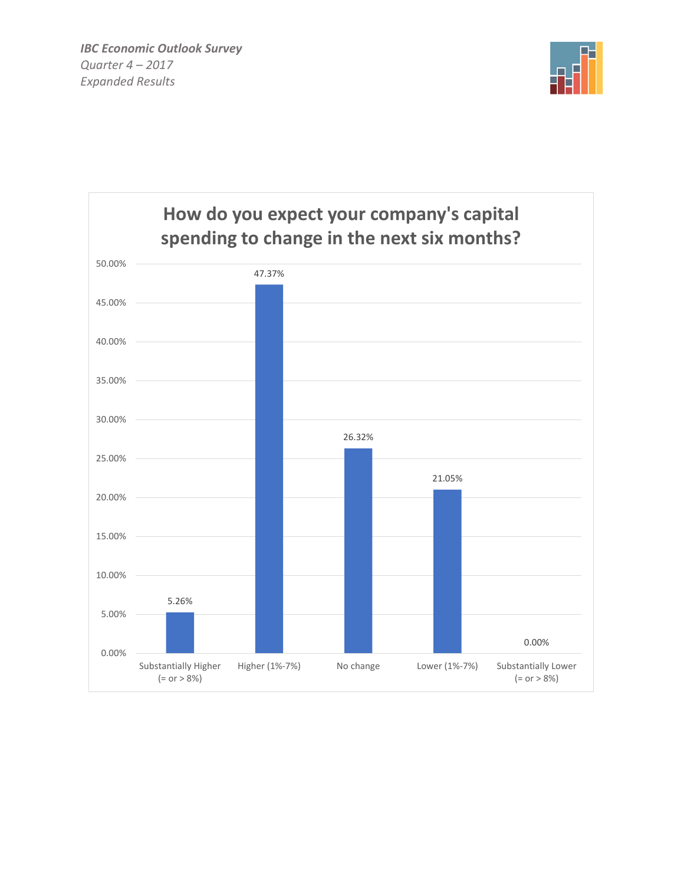*IBC Economic Outlook Survey*
*Quarter 4 – 2017*
*Expanded Results*

## How do you expect your company's capital spending to change in the next six months?

| Response | Percentage |
|---|---|
| Substantially Higher (= or > 8%) | 5.26% |
| Higher (1%-7%) | 47.37% |
| No change | 26.32% |
| Lower (1%-7%) | 21.05% |
| Substantially Lower (= or > 8%) | 0.00% |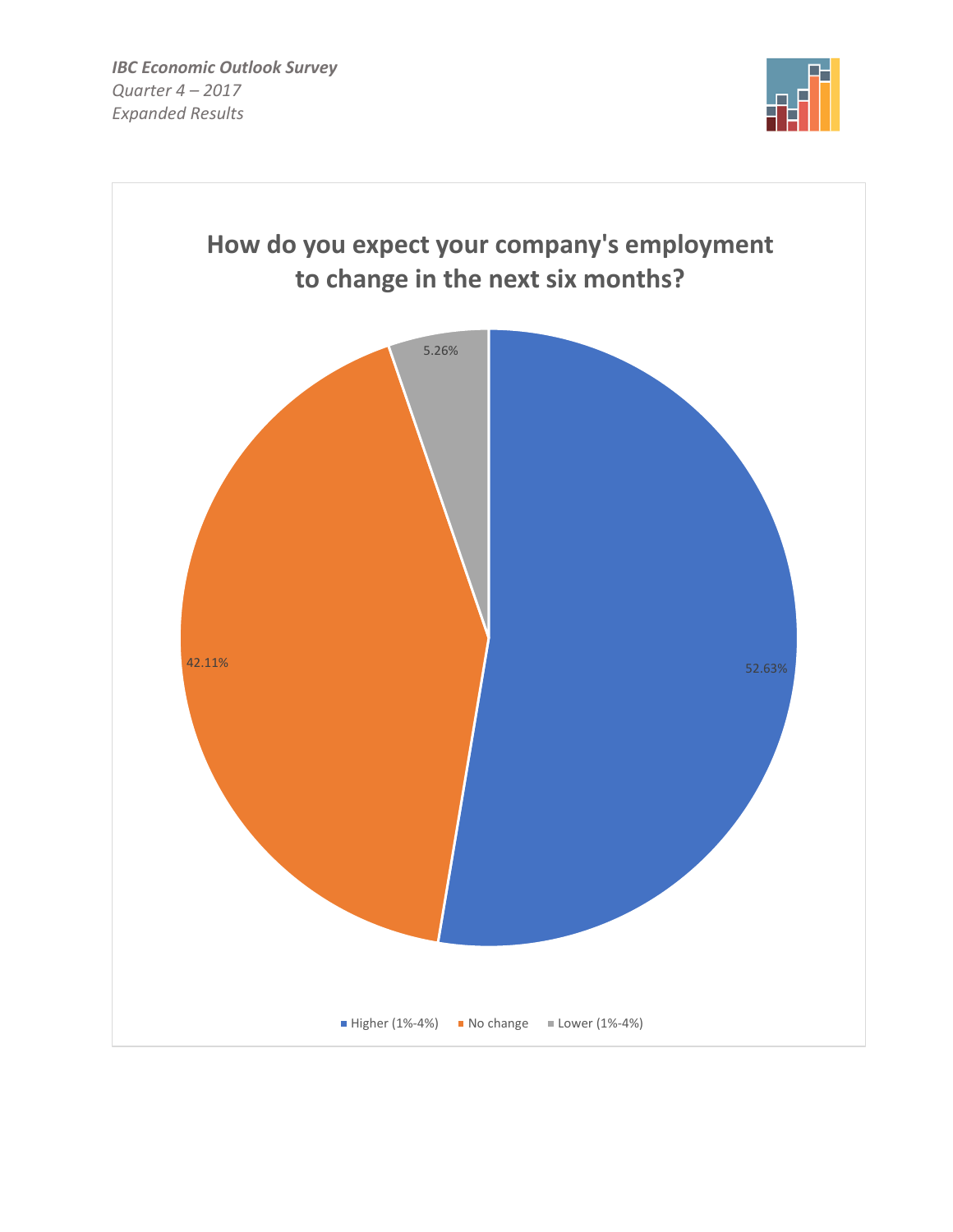*IBC Economic Outlook Survey*
*Quarter 4 – 2017*
*Expanded Results*

## How do you expect your company's employment to change in the next six months?

5.26%

42.11%

52.63%

Higher (1%-4%) No change Lower (1%-4%)